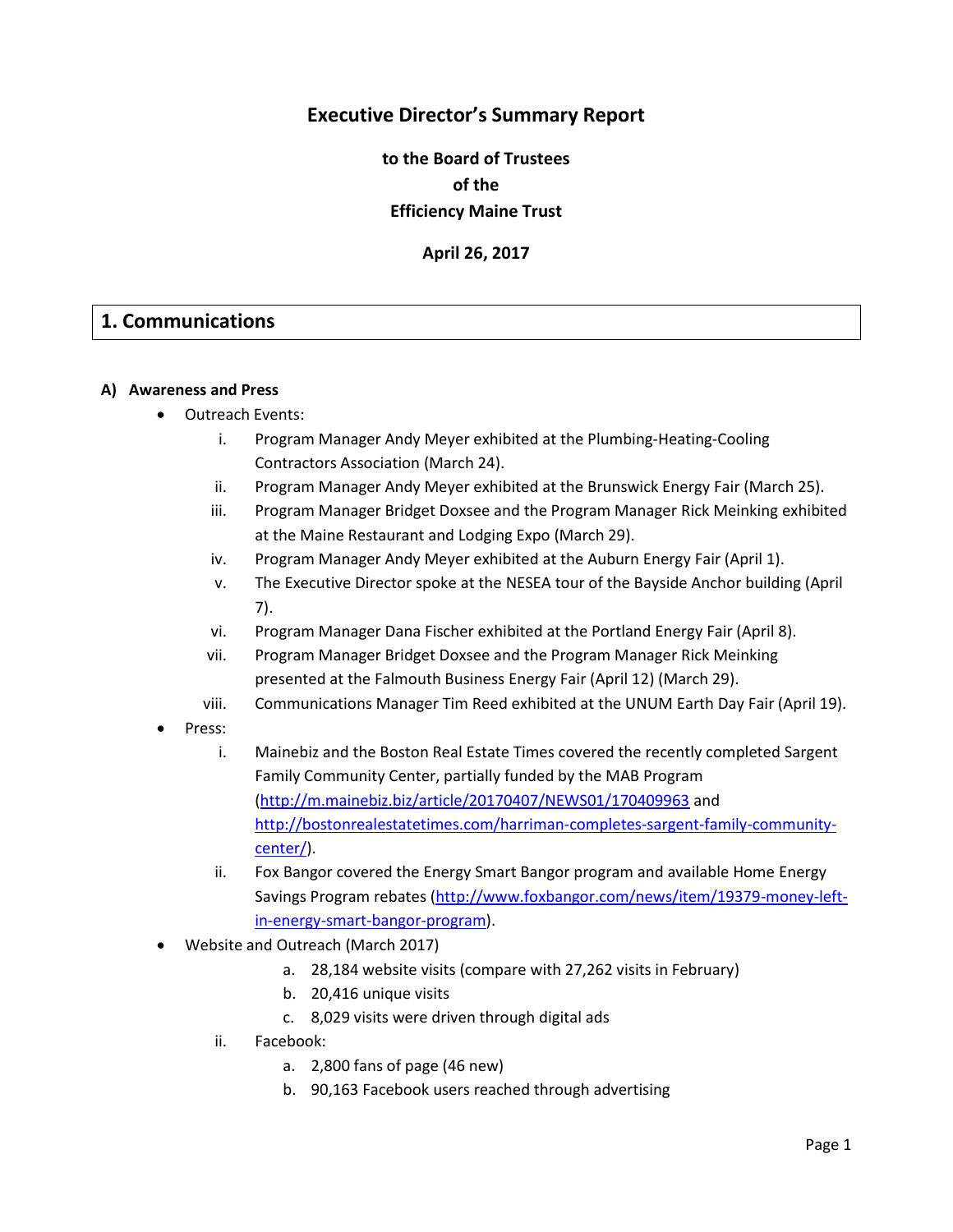# Executive Director's Summary Report

**to the Board of Trustees**
**of the**
**Efficiency Maine Trust**

**April 26, 2017**

## 1. Communications

### A) Awareness and Press

- Outreach Events:
  - i. Program Manager Andy Meyer exhibited at the Plumbing-Heating-Cooling Contractors Association (March 24).
  - ii. Program Manager Andy Meyer exhibited at the Brunswick Energy Fair (March 25).
  - iii. Program Manager Bridget Doxsee and the Program Manager Rick Meinking exhibited at the Maine Restaurant and Lodging Expo (March 29).
  - iv. Program Manager Andy Meyer exhibited at the Auburn Energy Fair (April 1).
  - v. The Executive Director spoke at the NESEA tour of the Bayside Anchor building (April 7).
  - vi. Program Manager Dana Fischer exhibited at the Portland Energy Fair (April 8).
  - vii. Program Manager Bridget Doxsee and the Program Manager Rick Meinking presented at the Falmouth Business Energy Fair (April 12) (March 29).
  - viii. Communications Manager Tim Reed exhibited at the UNUM Earth Day Fair (April 19).
- Press:
  - i. Mainebiz and the Boston Real Estate Times covered the recently completed Sargent Family Community Center, partially funded by the MAB Program (http://m.mainebiz.biz/article/20170407/NEWS01/170409963 and http://bostonrealestatetimes.com/harriman-completes-sargent-family-community-center/).
  - ii. Fox Bangor covered the Energy Smart Bangor program and available Home Energy Savings Program rebates (http://www.foxbangor.com/news/item/19379-money-left-in-energy-smart-bangor-program).
- Website and Outreach (March 2017)
  - a. 28,184 website visits (compare with 27,262 visits in February)
  - b. 20,416 unique visits
  - c. 8,029 visits were driven through digital ads
  - ii. Facebook:
    - a. 2,800 fans of page (46 new)
    - b. 90,163 Facebook users reached through advertising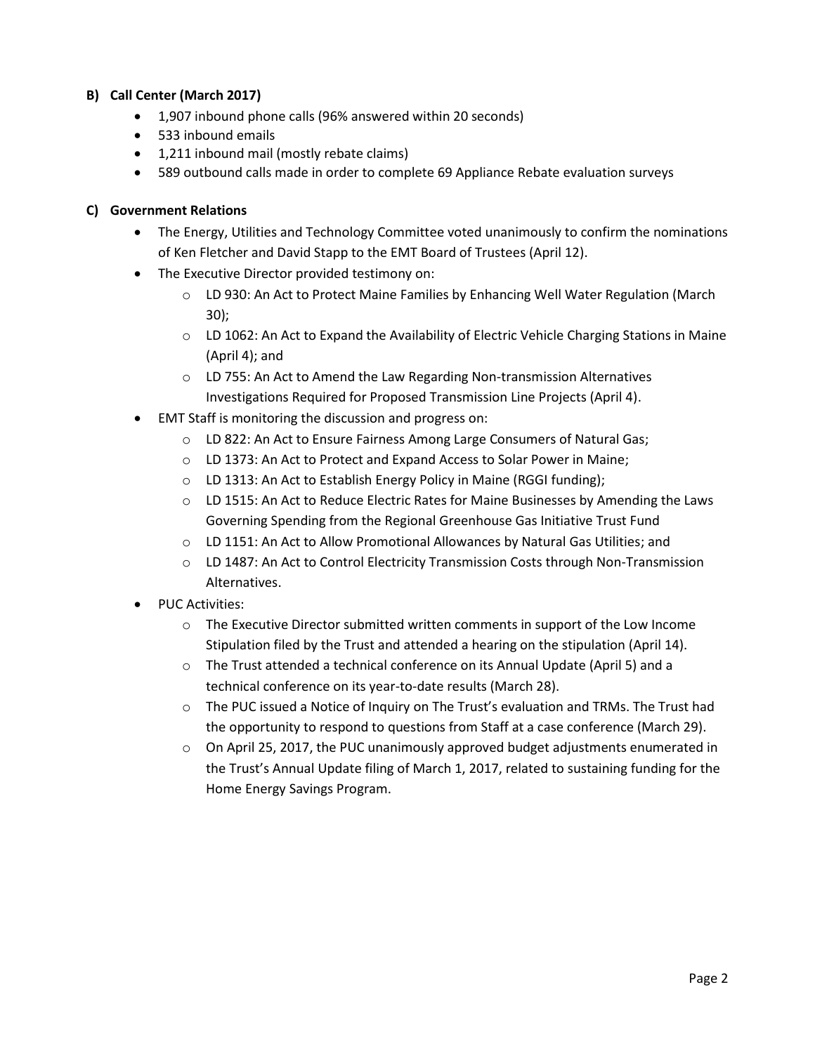### B) Call Center (March 2017)

- 1,907 inbound phone calls (96% answered within 20 seconds)
- 533 inbound emails
- 1,211 inbound mail (mostly rebate claims)
- 589 outbound calls made in order to complete 69 Appliance Rebate evaluation surveys

### C) Government Relations

- The Energy, Utilities and Technology Committee voted unanimously to confirm the nominations of Ken Fletcher and David Stapp to the EMT Board of Trustees (April 12).
- The Executive Director provided testimony on:
  - LD 930: An Act to Protect Maine Families by Enhancing Well Water Regulation (March 30);
  - LD 1062: An Act to Expand the Availability of Electric Vehicle Charging Stations in Maine (April 4); and
  - LD 755: An Act to Amend the Law Regarding Non-transmission Alternatives Investigations Required for Proposed Transmission Line Projects (April 4).
- EMT Staff is monitoring the discussion and progress on:
  - LD 822: An Act to Ensure Fairness Among Large Consumers of Natural Gas;
  - LD 1373: An Act to Protect and Expand Access to Solar Power in Maine;
  - LD 1313: An Act to Establish Energy Policy in Maine (RGGI funding);
  - LD 1515: An Act to Reduce Electric Rates for Maine Businesses by Amending the Laws Governing Spending from the Regional Greenhouse Gas Initiative Trust Fund
  - LD 1151: An Act to Allow Promotional Allowances by Natural Gas Utilities; and
  - LD 1487: An Act to Control Electricity Transmission Costs through Non-Transmission Alternatives.
- PUC Activities:
  - The Executive Director submitted written comments in support of the Low Income Stipulation filed by the Trust and attended a hearing on the stipulation (April 14).
  - The Trust attended a technical conference on its Annual Update (April 5) and a technical conference on its year-to-date results (March 28).
  - The PUC issued a Notice of Inquiry on The Trust's evaluation and TRMs. The Trust had the opportunity to respond to questions from Staff at a case conference (March 29).
  - On April 25, 2017, the PUC unanimously approved budget adjustments enumerated in the Trust's Annual Update filing of March 1, 2017, related to sustaining funding for the Home Energy Savings Program.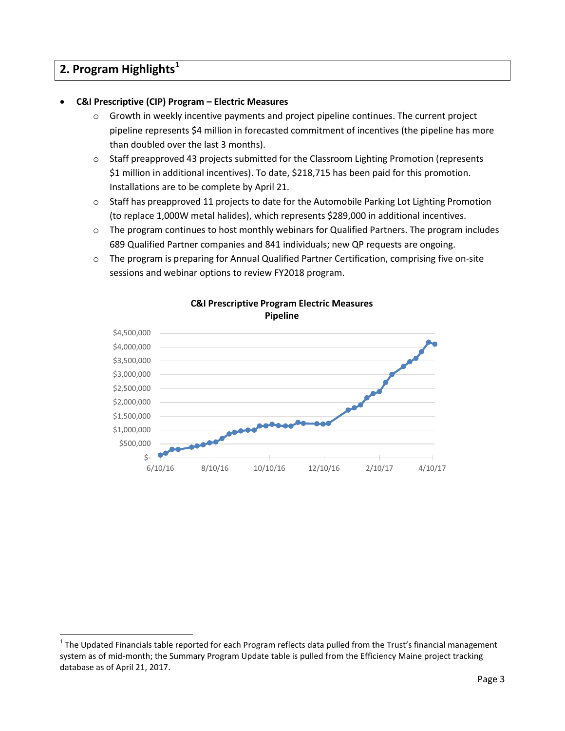## 2. Program Highlights[1]

- **C&I Prescriptive (CIP) Program – Electric Measures**
  - Growth in weekly incentive payments and project pipeline continues. The current project pipeline represents $4 million in forecasted commitment of incentives (the pipeline has more than doubled over the last 3 months).
  - Staff preapproved 43 projects submitted for the Classroom Lighting Promotion (represents $1 million in additional incentives). To date, $218,715 has been paid for this promotion. Installations are to be complete by April 21.
  - Staff has preapproved 11 projects to date for the Automobile Parking Lot Lighting Promotion (to replace 1,000W metal halides), which represents $289,000 in additional incentives.
  - The program continues to host monthly webinars for Qualified Partners. The program includes 689 Qualified Partner companies and 841 individuals; new QP requests are ongoing.
  - The program is preparing for Annual Qualified Partner Certification, comprising five on-site sessions and webinar options to review FY2018 program.

**C&I Prescriptive Program Electric Measures Pipeline**

[1] The Updated Financials table reported for each Program reflects data pulled from the Trust's financial management system as of mid-month; the Summary Program Update table is pulled from the Efficiency Maine project tracking database as of April 21, 2017.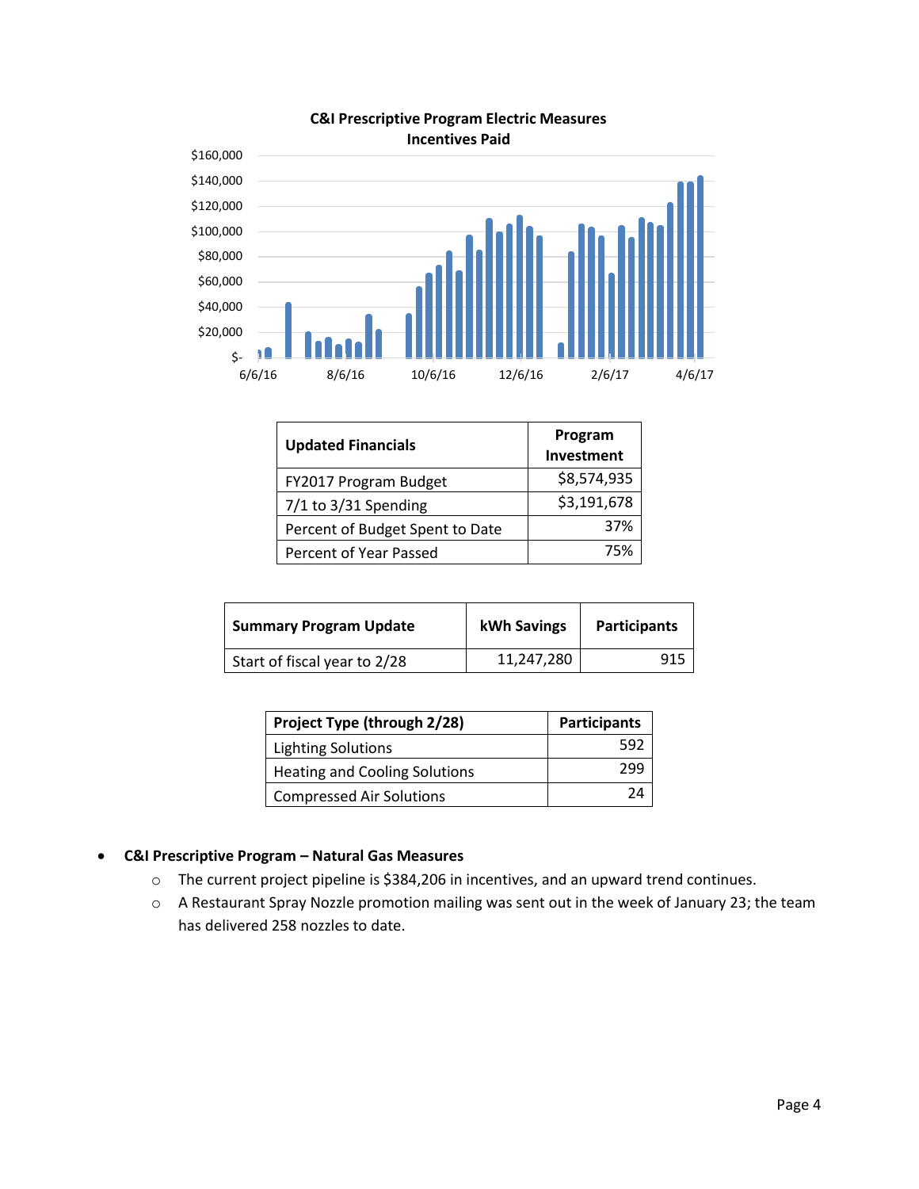**C&I Prescriptive Program Electric Measures Incentives Paid**

| Updated Financials | Program Investment |
|---|---|
| FY2017 Program Budget | $8,574,935 |
| 7/1 to 3/31 Spending | $3,191,678 |
| Percent of Budget Spent to Date | 37% |
| Percent of Year Passed | 75% |

| Summary Program Update | kWh Savings | Participants |
|---|---|---|
| Start of fiscal year to 2/28 | 11,247,280 | 915 |

| Project Type (through 2/28) | Participants |
|---|---|
| Lighting Solutions | 592 |
| Heating and Cooling Solutions | 299 |
| Compressed Air Solutions | 24 |

- **C&I Prescriptive Program – Natural Gas Measures**
  - The current project pipeline is $384,206 in incentives, and an upward trend continues.
  - A Restaurant Spray Nozzle promotion mailing was sent out in the week of January 23; the team has delivered 258 nozzles to date.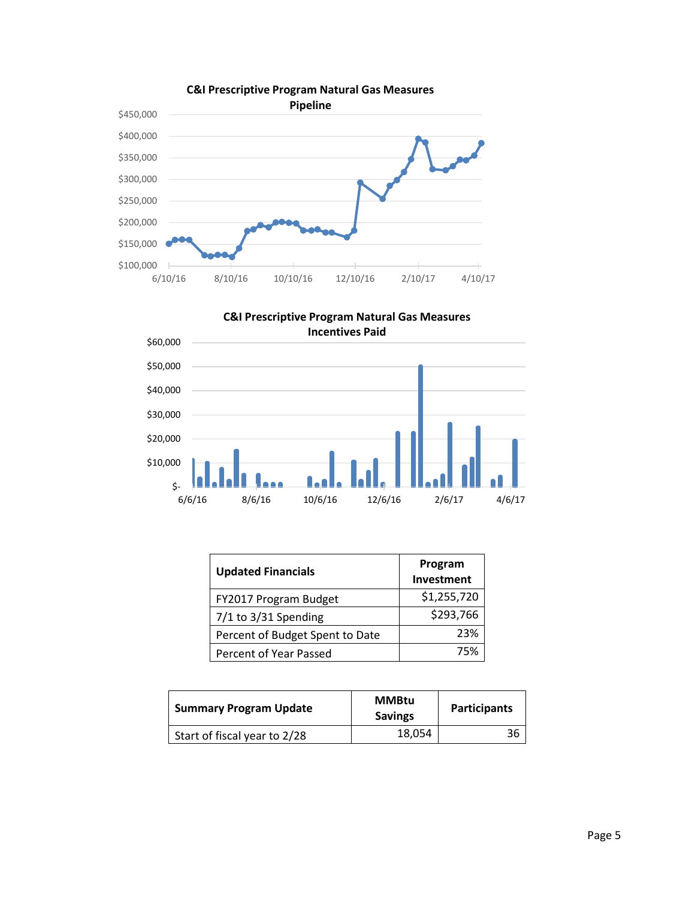**C&I Prescriptive Program Natural Gas Measures Pipeline**

**C&I Prescriptive Program Natural Gas Measures Incentives Paid**

| Updated Financials | Program Investment |
|---|---|
| FY2017 Program Budget | $1,255,720 |
| 7/1 to 3/31 Spending | $293,766 |
| Percent of Budget Spent to Date | 23% |
| Percent of Year Passed | 75% |

| Summary Program Update | MMBtu Savings | Participants |
|---|---|---|
| Start of fiscal year to 2/28 | 18,054 | 36 |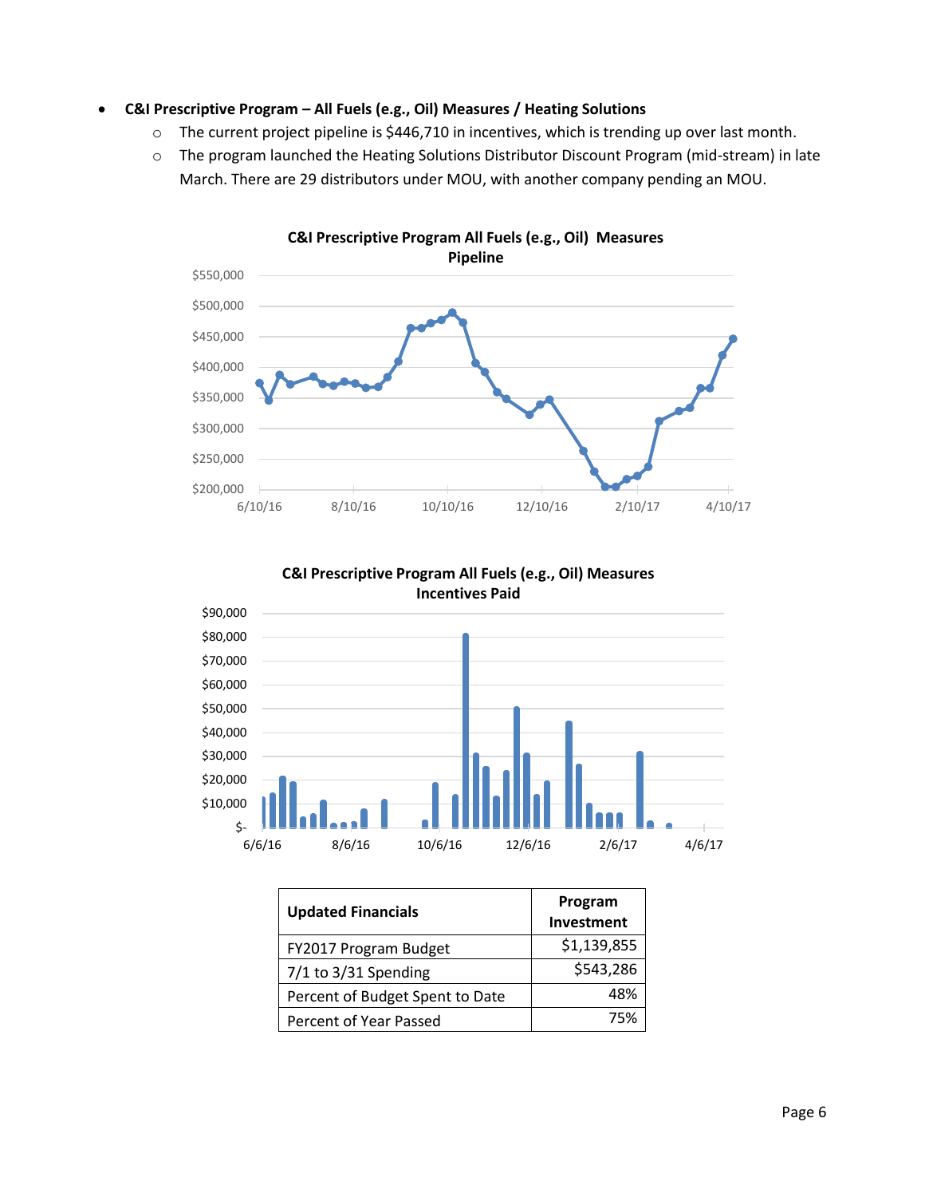- **C&I Prescriptive Program – All Fuels (e.g., Oil) Measures / Heating Solutions**
  - The current project pipeline is $446,710 in incentives, which is trending up over last month.
  - The program launched the Heating Solutions Distributor Discount Program (mid-stream) in late March. There are 29 distributors under MOU, with another company pending an MOU.

**C&I Prescriptive Program All Fuels (e.g., Oil) Measures Pipeline**

**C&I Prescriptive Program All Fuels (e.g., Oil) Measures Incentives Paid**

| Updated Financials | Program Investment |
| --- | --- |
| FY2017 Program Budget | $1,139,855 |
| 7/1 to 3/31 Spending | $543,286 |
| Percent of Budget Spent to Date | 48% |
| Percent of Year Passed | 75% |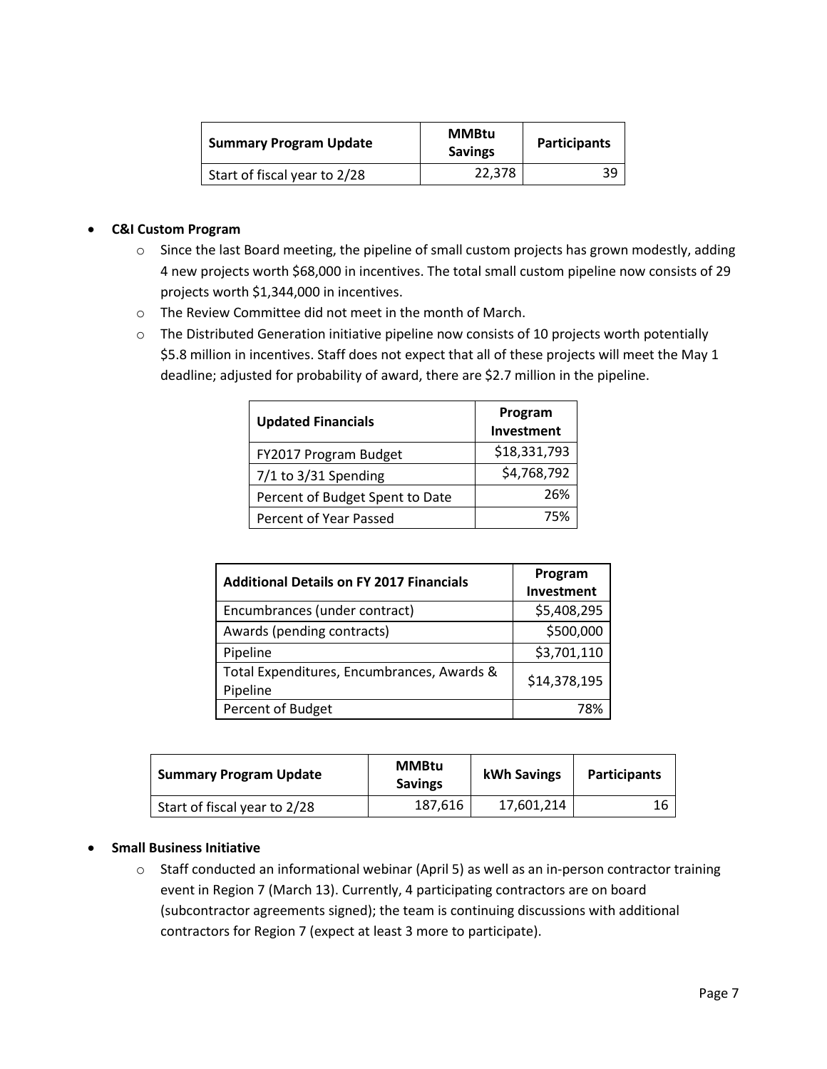| Summary Program Update | MMBtu Savings | Participants |
| --- | --- | --- |
| Start of fiscal year to 2/28 | 22,378 | 39 |

- **C&I Custom Program**
  - Since the last Board meeting, the pipeline of small custom projects has grown modestly, adding 4 new projects worth $68,000 in incentives. The total small custom pipeline now consists of 29 projects worth $1,344,000 in incentives.
  - The Review Committee did not meet in the month of March.
  - The Distributed Generation initiative pipeline now consists of 10 projects worth potentially $5.8 million in incentives. Staff does not expect that all of these projects will meet the May 1 deadline; adjusted for probability of award, there are $2.7 million in the pipeline.

| Updated Financials | Program Investment |
| --- | --- |
| FY2017 Program Budget | $18,331,793 |
| 7/1 to 3/31 Spending | $4,768,792 |
| Percent of Budget Spent to Date | 26% |
| Percent of Year Passed | 75% |

| Additional Details on FY 2017 Financials | Program Investment |
| --- | --- |
| Encumbrances (under contract) | $5,408,295 |
| Awards (pending contracts) | $500,000 |
| Pipeline | $3,701,110 |
| Total Expenditures, Encumbrances, Awards & Pipeline | $14,378,195 |
| Percent of Budget | 78% |

| Summary Program Update | MMBtu Savings | kWh Savings | Participants |
| --- | --- | --- | --- |
| Start of fiscal year to 2/28 | 187,616 | 17,601,214 | 16 |

- **Small Business Initiative**
  - Staff conducted an informational webinar (April 5) as well as an in-person contractor training event in Region 7 (March 13). Currently, 4 participating contractors are on board (subcontractor agreements signed); the team is continuing discussions with additional contractors for Region 7 (expect at least 3 more to participate).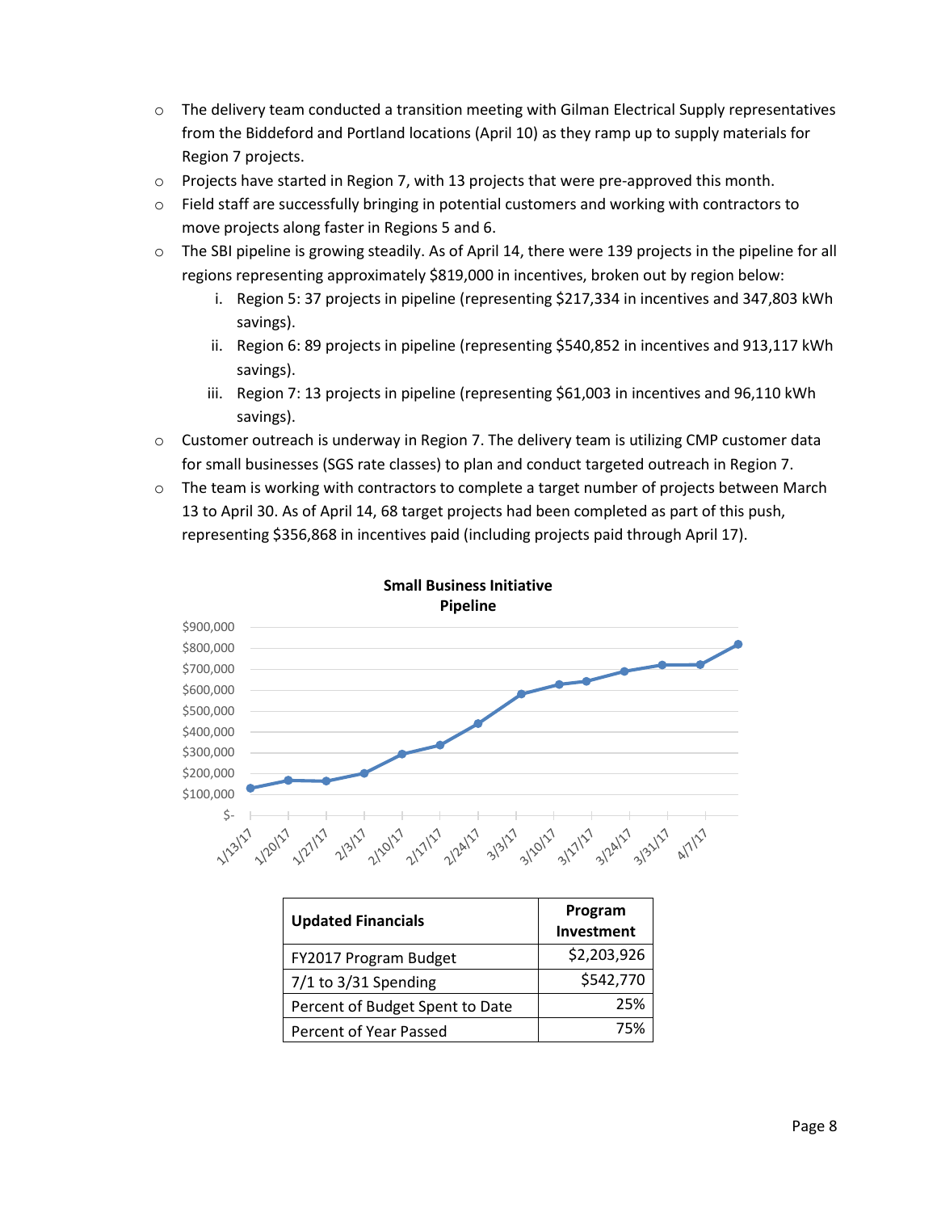- The delivery team conducted a transition meeting with Gilman Electrical Supply representatives from the Biddeford and Portland locations (April 10) as they ramp up to supply materials for Region 7 projects.
- Projects have started in Region 7, with 13 projects that were pre-approved this month.
- Field staff are successfully bringing in potential customers and working with contractors to move projects along faster in Regions 5 and 6.
- The SBI pipeline is growing steadily. As of April 14, there were 139 projects in the pipeline for all regions representing approximately $819,000 in incentives, broken out by region below:
    i. Region 5: 37 projects in pipeline (representing $217,334 in incentives and 347,803 kWh savings).
    ii. Region 6: 89 projects in pipeline (representing $540,852 in incentives and 913,117 kWh savings).
    iii. Region 7: 13 projects in pipeline (representing $61,003 in incentives and 96,110 kWh savings).
- Customer outreach is underway in Region 7. The delivery team is utilizing CMP customer data for small businesses (SGS rate classes) to plan and conduct targeted outreach in Region 7.
- The team is working with contractors to complete a target number of projects between March 13 to April 30. As of April 14, 68 target projects had been completed as part of this push, representing $356,868 in incentives paid (including projects paid through April 17).

**Small Business Initiative Pipeline**

| Updated Financials | Program Investment |
|---|---|
| FY2017 Program Budget | $2,203,926 |
| 7/1 to 3/31 Spending | $542,770 |
| Percent of Budget Spent to Date | 25% |
| Percent of Year Passed | 75% |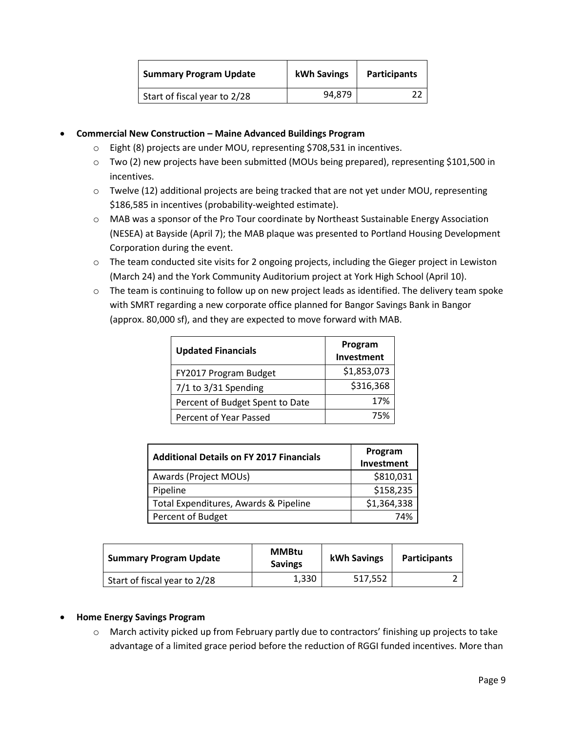| Summary Program Update | kWh Savings | Participants |
|---|---|---|
| Start of fiscal year to 2/28 | 94,879 | 22 |

- **Commercial New Construction – Maine Advanced Buildings Program**
  - Eight (8) projects are under MOU, representing $708,531 in incentives.
  - Two (2) new projects have been submitted (MOUs being prepared), representing $101,500 in incentives.
  - Twelve (12) additional projects are being tracked that are not yet under MOU, representing $186,585 in incentives (probability-weighted estimate).
  - MAB was a sponsor of the Pro Tour coordinate by Northeast Sustainable Energy Association (NESEA) at Bayside (April 7); the MAB plaque was presented to Portland Housing Development Corporation during the event.
  - The team conducted site visits for 2 ongoing projects, including the Gieger project in Lewiston (March 24) and the York Community Auditorium project at York High School (April 10).
  - The team is continuing to follow up on new project leads as identified. The delivery team spoke with SMRT regarding a new corporate office planned for Bangor Savings Bank in Bangor (approx. 80,000 sf), and they are expected to move forward with MAB.

| Updated Financials | Program Investment |
|---|---|
| FY2017 Program Budget | $1,853,073 |
| 7/1 to 3/31 Spending | $316,368 |
| Percent of Budget Spent to Date | 17% |
| Percent of Year Passed | 75% |

| Additional Details on FY 2017 Financials | Program Investment |
|---|---|
| Awards (Project MOUs) | $810,031 |
| Pipeline | $158,235 |
| Total Expenditures, Awards & Pipeline | $1,364,338 |
| Percent of Budget | 74% |

| Summary Program Update | MMBtu Savings | kWh Savings | Participants |
|---|---|---|---|
| Start of fiscal year to 2/28 | 1,330 | 517,552 | 2 |

- **Home Energy Savings Program**
  - March activity picked up from February partly due to contractors' finishing up projects to take advantage of a limited grace period before the reduction of RGGI funded incentives. More than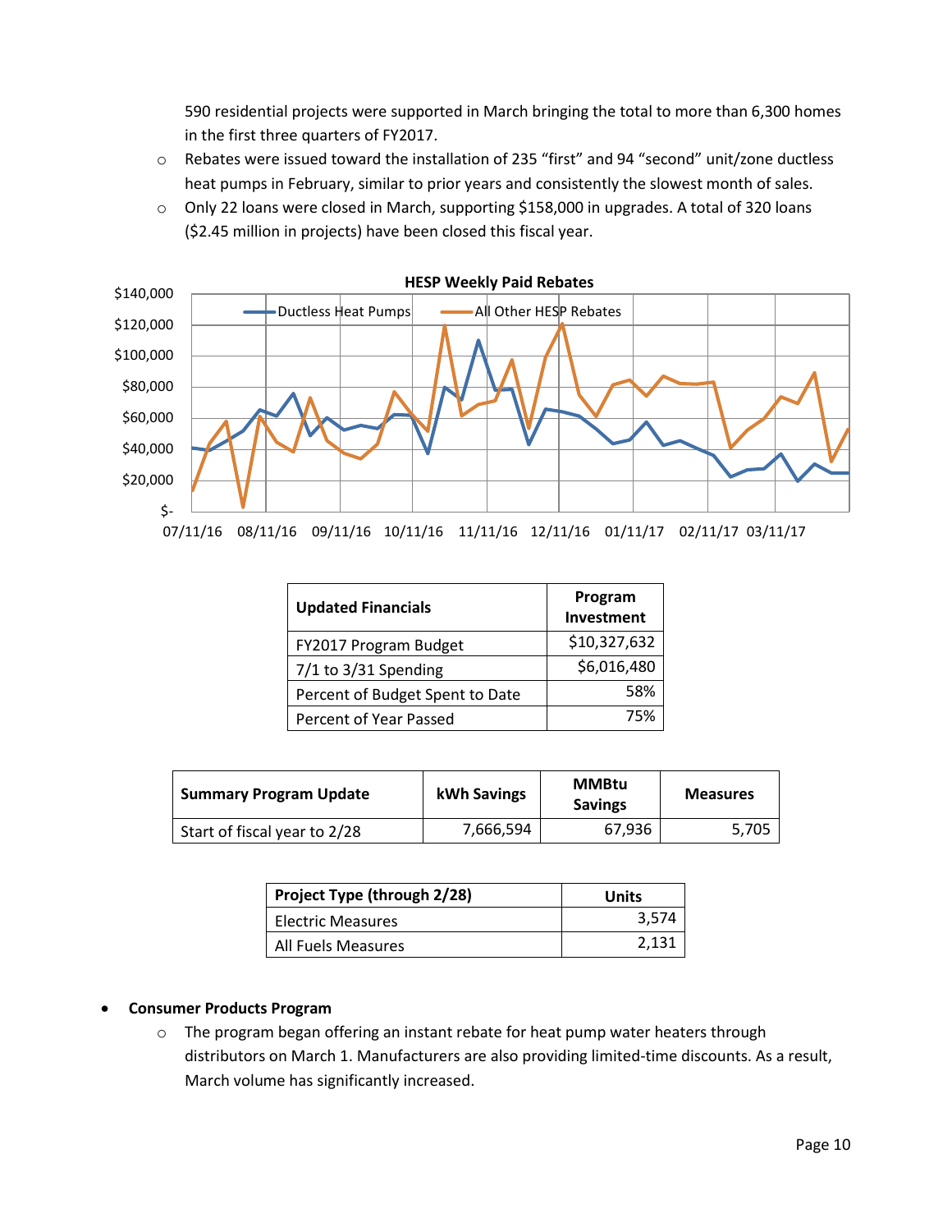590 residential projects were supported in March bringing the total to more than 6,300 homes in the first three quarters of FY2017.

- Rebates were issued toward the installation of 235 "first" and 94 "second" unit/zone ductless heat pumps in February, similar to prior years and consistently the slowest month of sales.
- Only 22 loans were closed in March, supporting $158,000 in upgrades. A total of 320 loans ($2.45 million in projects) have been closed this fiscal year.

| Updated Financials | Program Investment |
|---|---|
| FY2017 Program Budget | $10,327,632 |
| 7/1 to 3/31 Spending | $6,016,480 |
| Percent of Budget Spent to Date | 58% |
| Percent of Year Passed | 75% |

| Summary Program Update | kWh Savings | MMBtu Savings | Measures |
|---|---|---|---|
| Start of fiscal year to 2/28 | 7,666,594 | 67,936 | 5,705 |

| Project Type (through 2/28) | Units |
|---|---|
| Electric Measures | 3,574 |
| All Fuels Measures | 2,131 |

- **Consumer Products Program**
  - The program began offering an instant rebate for heat pump water heaters through distributors on March 1. Manufacturers are also providing limited-time discounts. As a result, March volume has significantly increased.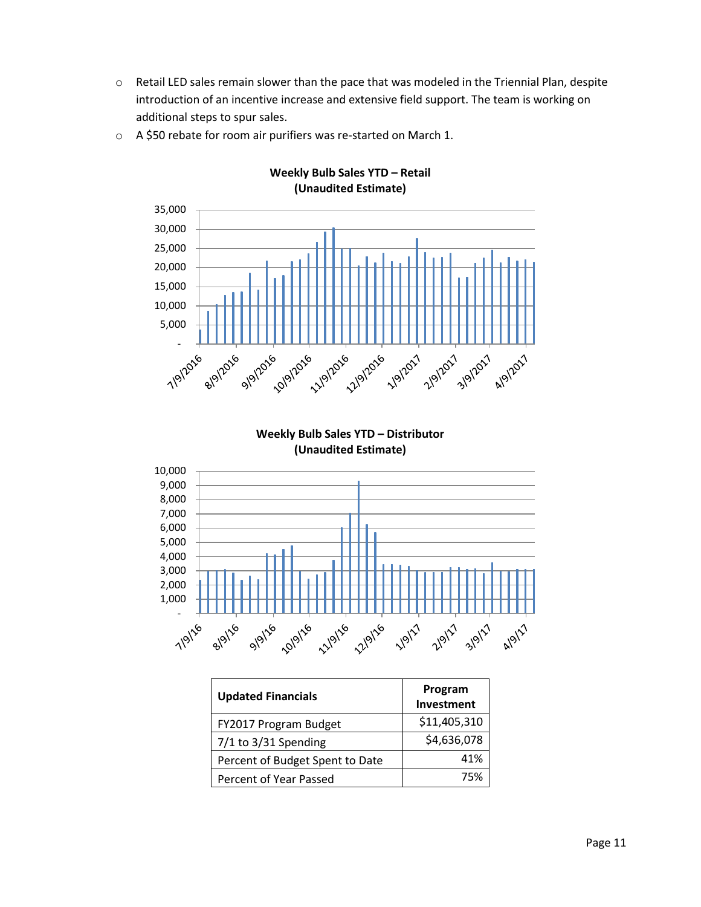- Retail LED sales remain slower than the pace that was modeled in the Triennial Plan, despite introduction of an incentive increase and extensive field support. The team is working on additional steps to spur sales.
- A $50 rebate for room air purifiers was re-started on March 1.

**Weekly Bulb Sales YTD – Retail (Unaudited Estimate)**

**Weekly Bulb Sales YTD – Distributor (Unaudited Estimate)**

| Updated Financials | Program Investment |
|---|---|
| FY2017 Program Budget | $11,405,310 |
| 7/1 to 3/31 Spending | $4,636,078 |
| Percent of Budget Spent to Date | 41% |
| Percent of Year Passed | 75% |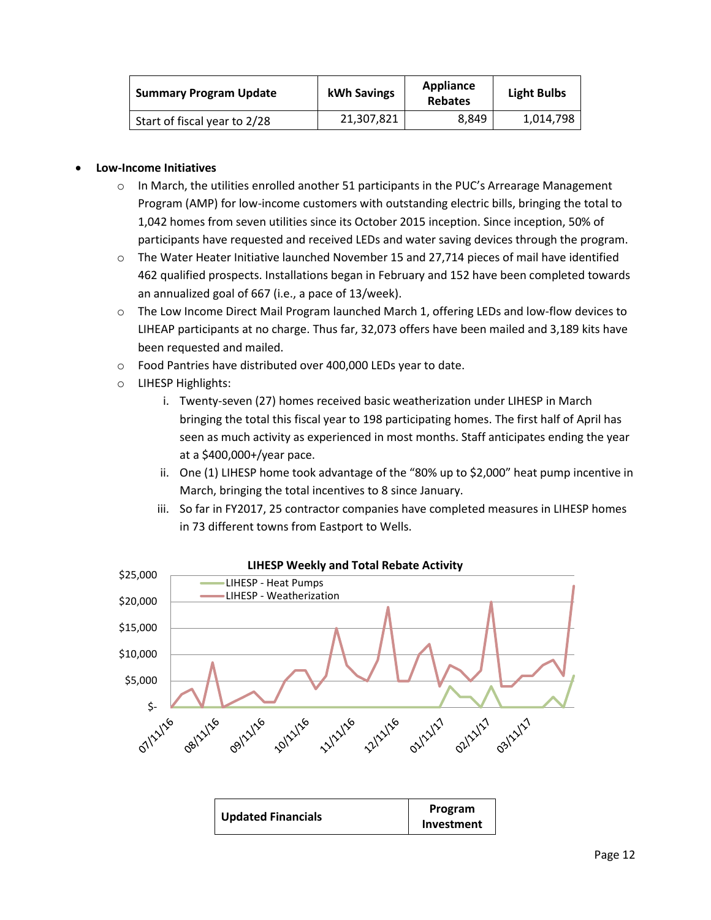| Summary Program Update | kWh Savings | Appliance Rebates | Light Bulbs |
|---|---|---|---|
| Start of fiscal year to 2/28 | 21,307,821 | 8,849 | 1,014,798 |

- **Low-Income Initiatives**
  - In March, the utilities enrolled another 51 participants in the PUC's Arrearage Management Program (AMP) for low-income customers with outstanding electric bills, bringing the total to 1,042 homes from seven utilities since its October 2015 inception. Since inception, 50% of participants have requested and received LEDs and water saving devices through the program.
  - The Water Heater Initiative launched November 15 and 27,714 pieces of mail have identified 462 qualified prospects. Installations began in February and 152 have been completed towards an annualized goal of 667 (i.e., a pace of 13/week).
  - The Low Income Direct Mail Program launched March 1, offering LEDs and low-flow devices to LIHEAP participants at no charge. Thus far, 32,073 offers have been mailed and 3,189 kits have been requested and mailed.
  - Food Pantries have distributed over 400,000 LEDs year to date.
  - LIHESP Highlights:
    1. Twenty-seven (27) homes received basic weatherization under LIHESP in March bringing the total this fiscal year to 198 participating homes. The first half of April has seen as much activity as experienced in most months. Staff anticipates ending the year at a $400,000+/year pace.
    2. One (1) LIHESP home took advantage of the "80% up to $2,000" heat pump incentive in March, bringing the total incentives to 8 since January.
    3. So far in FY2017, 25 contractor companies have completed measures in LIHESP homes in 73 different towns from Eastport to Wells.

**LIHESP Weekly and Total Rebate Activity**

(Chart legend: LIHESP - Heat Pumps; LIHESP - Weatherization. Y-axis: $- to $25,000. X-axis: 07/11/16, 08/11/16, 09/11/16, 10/11/16, 11/11/16, 12/11/16, 01/11/17, 02/11/17, 03/11/17)

| Updated Financials | Program Investment |
|---|---|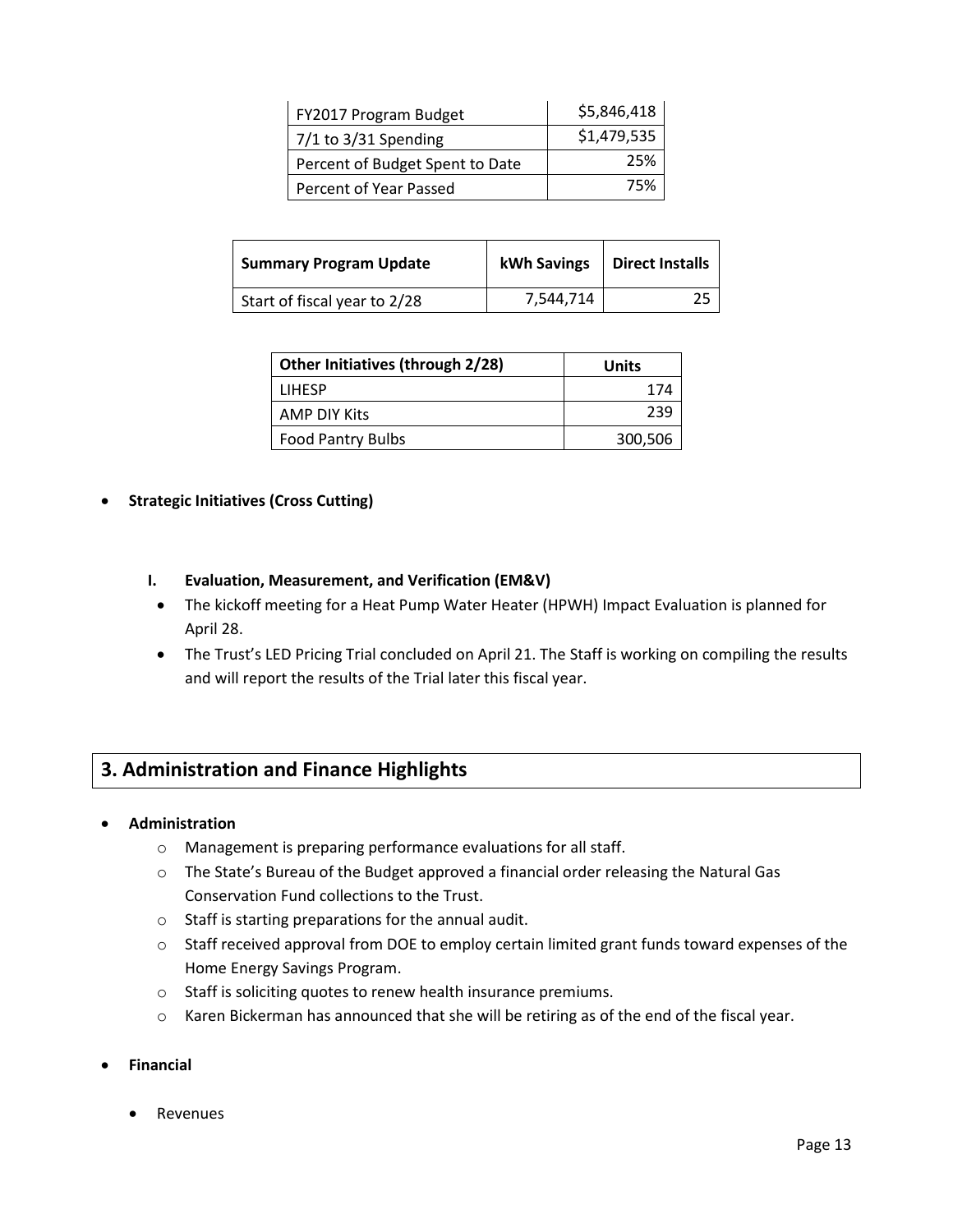| FY2017 Program Budget | $5,846,418 |
|---|---|
| 7/1 to 3/31 Spending | $1,479,535 |
| Percent of Budget Spent to Date | 25% |
| Percent of Year Passed | 75% |

| Summary Program Update | kWh Savings | Direct Installs |
|---|---|---|
| Start of fiscal year to 2/28 | 7,544,714 | 25 |

| Other Initiatives (through 2/28) | Units |
|---|---|
| LIHESP | 174 |
| AMP DIY Kits | 239 |
| Food Pantry Bulbs | 300,506 |

- **Strategic Initiatives (Cross Cutting)**

  **I. Evaluation, Measurement, and Verification (EM&V)**

  - The kickoff meeting for a Heat Pump Water Heater (HPWH) Impact Evaluation is planned for April 28.
  - The Trust's LED Pricing Trial concluded on April 21. The Staff is working on compiling the results and will report the results of the Trial later this fiscal year.

## 3. Administration and Finance Highlights

- **Administration**
  - Management is preparing performance evaluations for all staff.
  - The State's Bureau of the Budget approved a financial order releasing the Natural Gas Conservation Fund collections to the Trust.
  - Staff is starting preparations for the annual audit.
  - Staff received approval from DOE to employ certain limited grant funds toward expenses of the Home Energy Savings Program.
  - Staff is soliciting quotes to renew health insurance premiums.
  - Karen Bickerman has announced that she will be retiring as of the end of the fiscal year.
- **Financial**
  - Revenues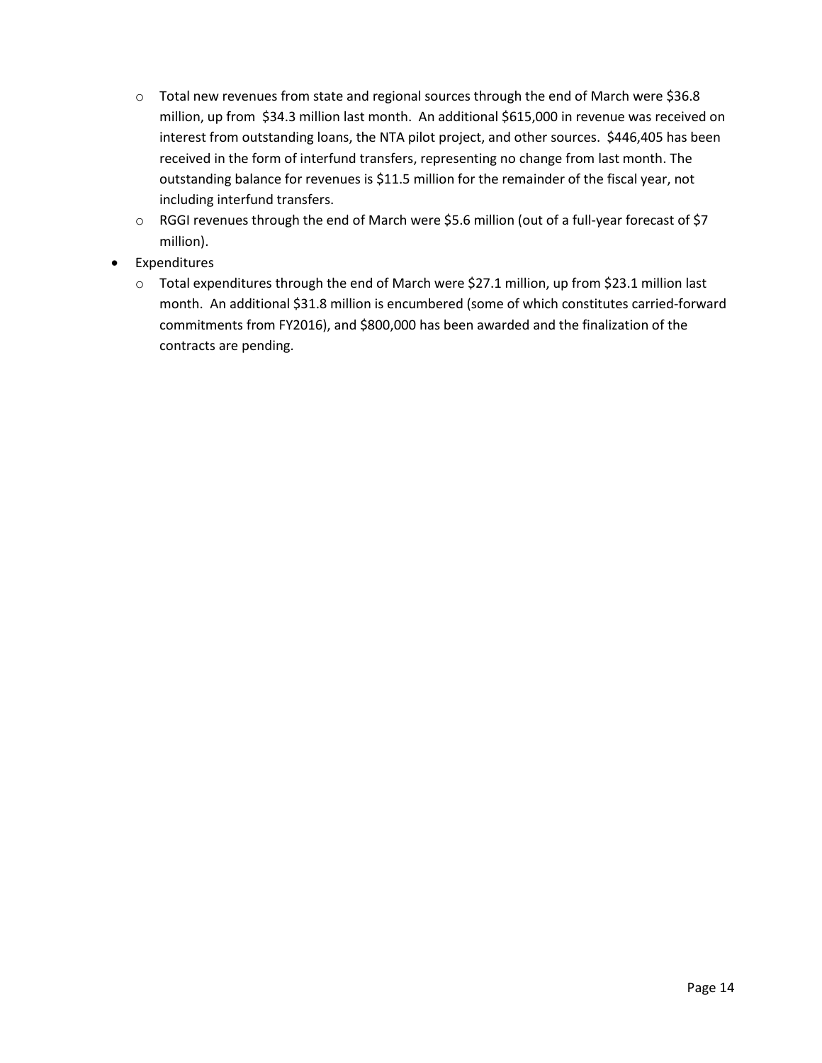- Total new revenues from state and regional sources through the end of March were $36.8 million, up from $34.3 million last month. An additional $615,000 in revenue was received on interest from outstanding loans, the NTA pilot project, and other sources. $446,405 has been received in the form of interfund transfers, representing no change from last month. The outstanding balance for revenues is $11.5 million for the remainder of the fiscal year, not including interfund transfers.
  - RGGI revenues through the end of March were $5.6 million (out of a full-year forecast of $7 million).
- Expenditures
  - Total expenditures through the end of March were $27.1 million, up from $23.1 million last month. An additional $31.8 million is encumbered (some of which constitutes carried-forward commitments from FY2016), and $800,000 has been awarded and the finalization of the contracts are pending.